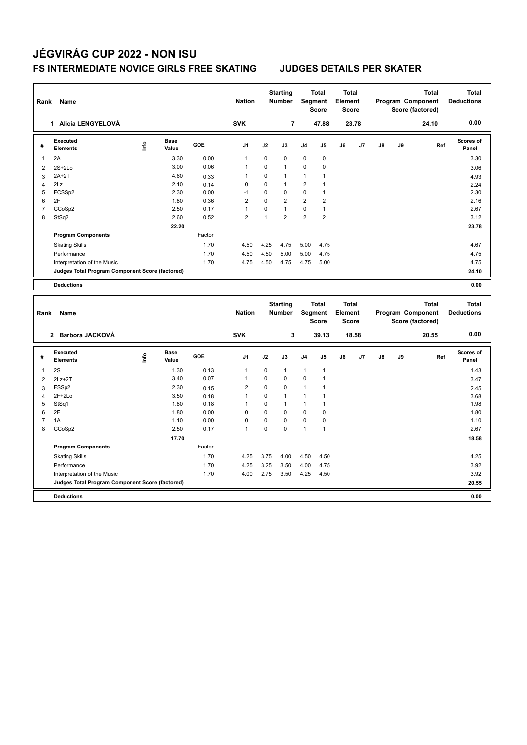# JÉGVIRÁG CUP 2022 - NON ISU

## FS INTERMEDIATE NOVICE GIRLS FREE SKATING — JUDGES DETAILS PER SKATER

| Rank | Name | Nation | Starting Number | Total Segment Score | Total Element Score | Total Program Component Score (factored) | Total Deductions |
|---|---|---|---|---|---|---|---|
| 1 | Alicia LENGYELOVÁ | SVK | 7 | 47.88 | 23.78 | 24.10 | 0.00 |

| # | Executed Elements | Info | Base Value | GOE | J1 | J2 | J3 | J4 | J5 | J6 | J7 | J8 | J9 | Ref | Scores of Panel |
|---|---|---|---|---|---|---|---|---|---|---|---|---|---|---|---|
| 1 | 2A | | 3.30 | 0.00 | 1 | 0 | 0 | 0 | 0 | | | | | | 3.30 |
| 2 | 2S+2Lo | | 3.00 | 0.06 | 1 | 0 | 1 | 0 | 0 | | | | | | 3.06 |
| 3 | 2A+2T | | 4.60 | 0.33 | 1 | 0 | 1 | 1 | 1 | | | | | | 4.93 |
| 4 | 2Lz | | 2.10 | 0.14 | 0 | 0 | 1 | 2 | 1 | | | | | | 2.24 |
| 5 | FCSSp2 | | 2.30 | 0.00 | -1 | 0 | 0 | 0 | 1 | | | | | | 2.30 |
| 6 | 2F | | 1.80 | 0.36 | 2 | 0 | 2 | 2 | 2 | | | | | | 2.16 |
| 7 | CCoSp2 | | 2.50 | 0.17 | 1 | 0 | 1 | 0 | 1 | | | | | | 2.67 |
| 8 | StSq2 | | 2.60 | 0.52 | 2 | 1 | 2 | 2 | 2 | | | | | | 3.12 |
| | | | 22.20 | | | | | | | | | | | | 23.78 |
| | **Program Components** | | | Factor | | | | | | | | | | | |
| | Skating Skills | | | 1.70 | 4.50 | 4.25 | 4.75 | 5.00 | 4.75 | | | | | | 4.67 |
| | Performance | | | 1.70 | 4.50 | 4.50 | 5.00 | 5.00 | 4.75 | | | | | | 4.75 |
| | Interpretation of the Music | | | 1.70 | 4.75 | 4.50 | 4.75 | 4.75 | 5.00 | | | | | | 4.75 |
| | **Judges Total Program Component Score (factored)** | | | | | | | | | | | | | | 24.10 |
| | **Deductions** | | | | | | | | | | | | | | 0.00 |

| Rank | Name | Nation | Starting Number | Total Segment Score | Total Element Score | Total Program Component Score (factored) | Total Deductions |
|---|---|---|---|---|---|---|---|
| 2 | Barbora JACKOVÁ | SVK | 3 | 39.13 | 18.58 | 20.55 | 0.00 |

| # | Executed Elements | Info | Base Value | GOE | J1 | J2 | J3 | J4 | J5 | J6 | J7 | J8 | J9 | Ref | Scores of Panel |
|---|---|---|---|---|---|---|---|---|---|---|---|---|---|---|---|
| 1 | 2S | | 1.30 | 0.13 | 1 | 0 | 1 | 1 | 1 | | | | | | 1.43 |
| 2 | 2Lz+2T | | 3.40 | 0.07 | 1 | 0 | 0 | 0 | 1 | | | | | | 3.47 |
| 3 | FSSp2 | | 2.30 | 0.15 | 2 | 0 | 0 | 1 | 1 | | | | | | 2.45 |
| 4 | 2F+2Lo | | 3.50 | 0.18 | 1 | 0 | 1 | 1 | 1 | | | | | | 3.68 |
| 5 | StSq1 | | 1.80 | 0.18 | 1 | 0 | 1 | 1 | 1 | | | | | | 1.98 |
| 6 | 2F | | 1.80 | 0.00 | 0 | 0 | 0 | 0 | 0 | | | | | | 1.80 |
| 7 | 1A | | 1.10 | 0.00 | 0 | 0 | 0 | 0 | 0 | | | | | | 1.10 |
| 8 | CCoSp2 | | 2.50 | 0.17 | 1 | 0 | 0 | 1 | 1 | | | | | | 2.67 |
| | | | 17.70 | | | | | | | | | | | | 18.58 |
| | **Program Components** | | | Factor | | | | | | | | | | | |
| | Skating Skills | | | 1.70 | 4.25 | 3.75 | 4.00 | 4.50 | 4.50 | | | | | | 4.25 |
| | Performance | | | 1.70 | 4.25 | 3.25 | 3.50 | 4.00 | 4.75 | | | | | | 3.92 |
| | Interpretation of the Music | | | 1.70 | 4.00 | 2.75 | 3.50 | 4.25 | 4.50 | | | | | | 3.92 |
| | **Judges Total Program Component Score (factored)** | | | | | | | | | | | | | | 20.55 |
| | **Deductions** | | | | | | | | | | | | | | 0.00 |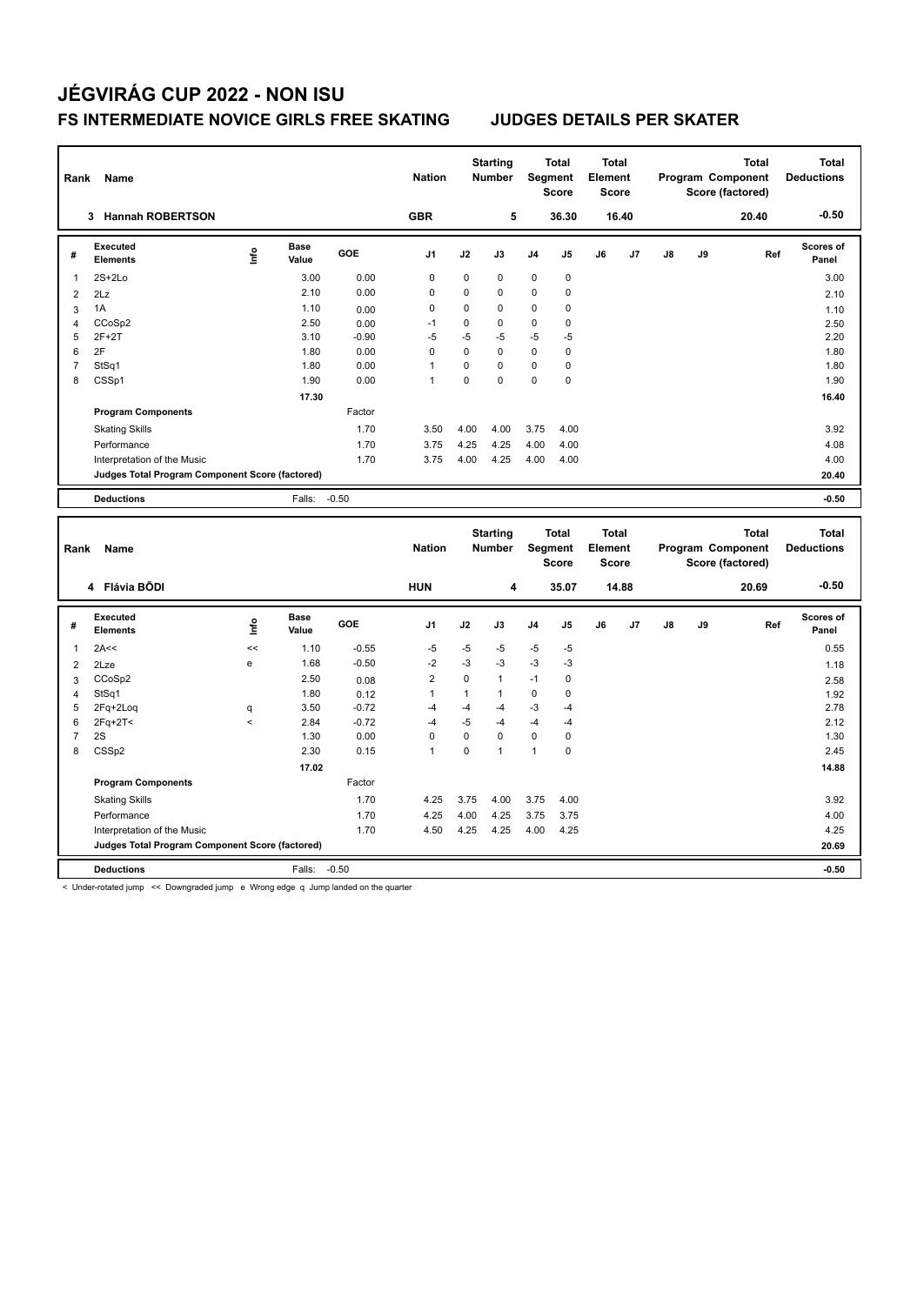# JÉGVIRÁG CUP 2022 - NON ISU

## FS INTERMEDIATE NOVICE GIRLS FREE SKATING — JUDGES DETAILS PER SKATER

| Rank | Name | Nation | Starting Number | Total Segment Score | Total Element Score | Total Program Component Score (factored) | Total Deductions |
|---|---|---|---|---|---|---|---|
| 3 | Hannah ROBERTSON | GBR | 5 | 36.30 | 16.40 | 20.40 | -0.50 |

| # | Executed Elements | Info | Base Value | GOE | J1 | J2 | J3 | J4 | J5 | J6 | J7 | J8 | J9 | Ref | Scores of Panel |
|---|---|---|---|---|---|---|---|---|---|---|---|---|---|---|---|
| 1 | 2S+2Lo | | 3.00 | 0.00 | 0 | 0 | 0 | 0 | 0 | | | | | | 3.00 |
| 2 | 2Lz | | 2.10 | 0.00 | 0 | 0 | 0 | 0 | 0 | | | | | | 2.10 |
| 3 | 1A | | 1.10 | 0.00 | 0 | 0 | 0 | 0 | 0 | | | | | | 1.10 |
| 4 | CCoSp2 | | 2.50 | 0.00 | -1 | 0 | 0 | 0 | 0 | | | | | | 2.50 |
| 5 | 2F+2T | | 3.10 | -0.90 | -5 | -5 | -5 | -5 | -5 | | | | | | 2.20 |
| 6 | 2F | | 1.80 | 0.00 | 0 | 0 | 0 | 0 | 0 | | | | | | 1.80 |
| 7 | StSq1 | | 1.80 | 0.00 | 1 | 0 | 0 | 0 | 0 | | | | | | 1.80 |
| 8 | CSSp1 | | 1.90 | 0.00 | 1 | 0 | 0 | 0 | 0 | | | | | | 1.90 |
| | | | 17.30 | | | | | | | | | | | | 16.40 |
| | **Program Components** | | | Factor | | | | | | | | | | | |
| | Skating Skills | | | 1.70 | 3.50 | 4.00 | 4.00 | 3.75 | 4.00 | | | | | | 3.92 |
| | Performance | | | 1.70 | 3.75 | 4.25 | 4.25 | 4.00 | 4.00 | | | | | | 4.08 |
| | Interpretation of the Music | | | 1.70 | 3.75 | 4.00 | 4.25 | 4.00 | 4.00 | | | | | | 4.00 |
| | **Judges Total Program Component Score (factored)** | | | | | | | | | | | | | | 20.40 |
| | **Deductions** | | Falls: | -0.50 | | | | | | | | | | | -0.50 |

| Rank | Name | Nation | Starting Number | Total Segment Score | Total Element Score | Total Program Component Score (factored) | Total Deductions |
|---|---|---|---|---|---|---|---|
| 4 | Flávia BŐDI | HUN | 4 | 35.07 | 14.88 | 20.69 | -0.50 |

| # | Executed Elements | Info | Base Value | GOE | J1 | J2 | J3 | J4 | J5 | J6 | J7 | J8 | J9 | Ref | Scores of Panel |
|---|---|---|---|---|---|---|---|---|---|---|---|---|---|---|---|
| 1 | 2A<< | << | 1.10 | -0.55 | -5 | -5 | -5 | -5 | -5 | | | | | | 0.55 |
| 2 | 2Lze | e | 1.68 | -0.50 | -2 | -3 | -3 | -3 | -3 | | | | | | 1.18 |
| 3 | CCoSp2 | | 2.50 | 0.08 | 2 | 0 | 1 | -1 | 0 | | | | | | 2.58 |
| 4 | StSq1 | | 1.80 | 0.12 | 1 | 1 | 1 | 0 | 0 | | | | | | 1.92 |
| 5 | 2Fq+2Loq | q | 3.50 | -0.72 | -4 | -4 | -4 | -3 | -4 | | | | | | 2.78 |
| 6 | 2Fq+2T< | < | 2.84 | -0.72 | -4 | -5 | -4 | -4 | -4 | | | | | | 2.12 |
| 7 | 2S | | 1.30 | 0.00 | 0 | 0 | 0 | 0 | 0 | | | | | | 1.30 |
| 8 | CSSp2 | | 2.30 | 0.15 | 1 | 0 | 1 | 1 | 0 | | | | | | 2.45 |
| | | | 17.02 | | | | | | | | | | | | 14.88 |
| | **Program Components** | | | Factor | | | | | | | | | | | |
| | Skating Skills | | | 1.70 | 4.25 | 3.75 | 4.00 | 3.75 | 4.00 | | | | | | 3.92 |
| | Performance | | | 1.70 | 4.25 | 4.00 | 4.25 | 3.75 | 3.75 | | | | | | 4.00 |
| | Interpretation of the Music | | | 1.70 | 4.50 | 4.25 | 4.25 | 4.00 | 4.25 | | | | | | 4.25 |
| | **Judges Total Program Component Score (factored)** | | | | | | | | | | | | | | 20.69 |
| | **Deductions** | | Falls: | -0.50 | | | | | | | | | | | -0.50 |

< Under-rotated jump << Downgraded jump e Wrong edge q Jump landed on the quarter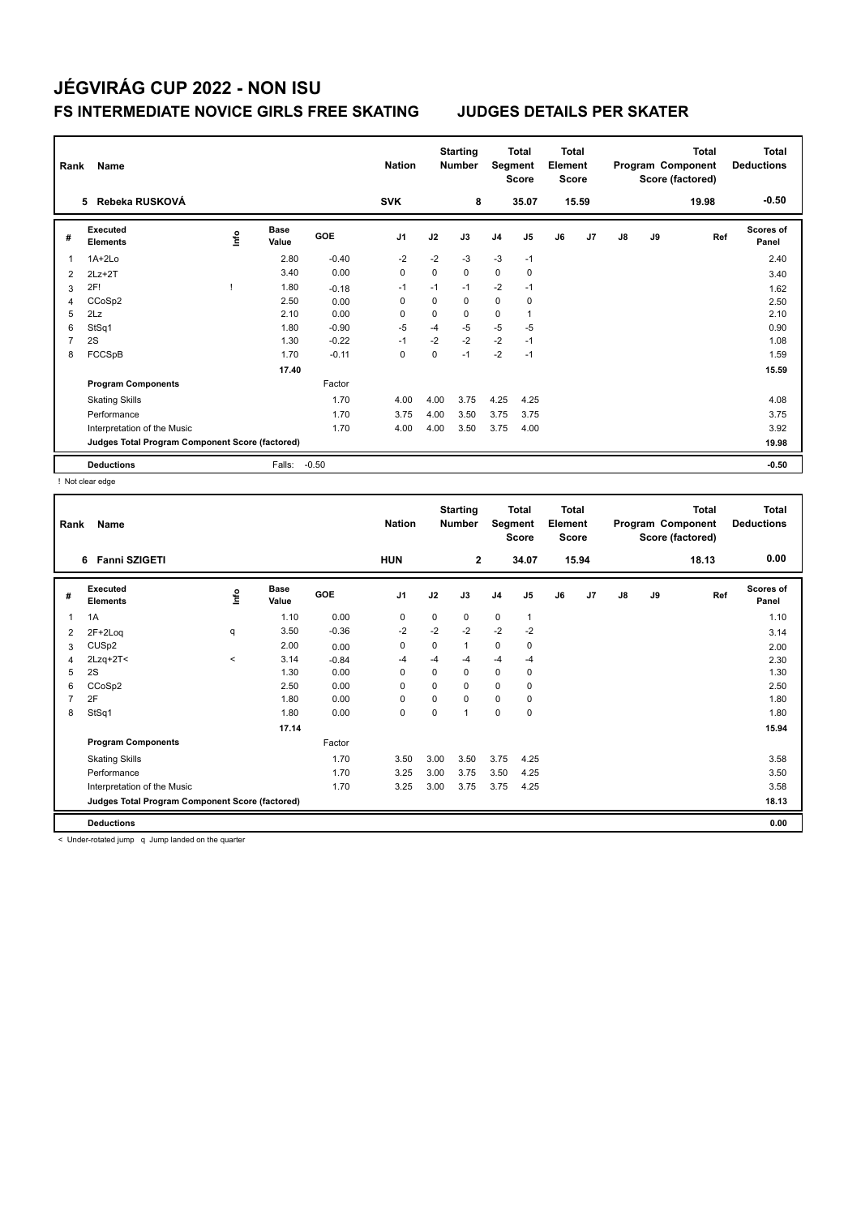# JÉGVIRÁG CUP 2022 - NON ISU

## FS INTERMEDIATE NOVICE GIRLS FREE SKATING — JUDGES DETAILS PER SKATER

| Rank | Name | Nation | Starting Number | Total Segment Score | Total Element Score | Total Program Component Score (factored) | Total Deductions |
|---|---|---|---|---|---|---|---|
| 5 | Rebeka RUSKOVÁ | SVK | 8 | 35.07 | 15.59 | 19.98 | -0.50 |

| # | Executed Elements | Info | Base Value | GOE | J1 | J2 | J3 | J4 | J5 | J6 | J7 | J8 | J9 | Ref | Scores of Panel |
|---|---|---|---|---|---|---|---|---|---|---|---|---|---|---|---|
| 1 | 1A+2Lo | | 2.80 | -0.40 | -2 | -2 | -3 | -3 | -1 | | | | | | 2.40 |
| 2 | 2Lz+2T | | 3.40 | 0.00 | 0 | 0 | 0 | 0 | 0 | | | | | | 3.40 |
| 3 | 2F! | ! | 1.80 | -0.18 | -1 | -1 | -1 | -2 | -1 | | | | | | 1.62 |
| 4 | CCoSp2 | | 2.50 | 0.00 | 0 | 0 | 0 | 0 | 0 | | | | | | 2.50 |
| 5 | 2Lz | | 2.10 | 0.00 | 0 | 0 | 0 | 0 | 1 | | | | | | 2.10 |
| 6 | StSq1 | | 1.80 | -0.90 | -5 | -4 | -5 | -5 | -5 | | | | | | 0.90 |
| 7 | 2S | | 1.30 | -0.22 | -1 | -2 | -2 | -2 | -1 | | | | | | 1.08 |
| 8 | FCCSpB | | 1.70 | -0.11 | 0 | 0 | -1 | -2 | -1 | | | | | | 1.59 |
| | | | 17.40 | | | | | | | | | | | | 15.59 |
| | **Program Components** | | | Factor | | | | | | | | | | | |
| | Skating Skills | | | 1.70 | 4.00 | 4.00 | 3.75 | 4.25 | 4.25 | | | | | | 4.08 |
| | Performance | | | 1.70 | 3.75 | 4.00 | 3.50 | 3.75 | 3.75 | | | | | | 3.75 |
| | Interpretation of the Music | | | 1.70 | 4.00 | 4.00 | 3.50 | 3.75 | 4.00 | | | | | | 3.92 |
| | **Judges Total Program Component Score (factored)** | | | | | | | | | | | | | | 19.98 |
| | **Deductions** | | Falls: | -0.50 | | | | | | | | | | | -0.50 |

! Not clear edge

| Rank | Name | Nation | Starting Number | Total Segment Score | Total Element Score | Total Program Component Score (factored) | Total Deductions |
|---|---|---|---|---|---|---|---|
| 6 | Fanni SZIGETI | HUN | 2 | 34.07 | 15.94 | 18.13 | 0.00 |

| # | Executed Elements | Info | Base Value | GOE | J1 | J2 | J3 | J4 | J5 | J6 | J7 | J8 | J9 | Ref | Scores of Panel |
|---|---|---|---|---|---|---|---|---|---|---|---|---|---|---|---|
| 1 | 1A | | 1.10 | 0.00 | 0 | 0 | 0 | 0 | 1 | | | | | | 1.10 |
| 2 | 2F+2Loq | q | 3.50 | -0.36 | -2 | -2 | -2 | -2 | -2 | | | | | | 3.14 |
| 3 | CUSp2 | | 2.00 | 0.00 | 0 | 0 | 1 | 0 | 0 | | | | | | 2.00 |
| 4 | 2Lzq+2T< | < | 3.14 | -0.84 | -4 | -4 | -4 | -4 | -4 | | | | | | 2.30 |
| 5 | 2S | | 1.30 | 0.00 | 0 | 0 | 0 | 0 | 0 | | | | | | 1.30 |
| 6 | CCoSp2 | | 2.50 | 0.00 | 0 | 0 | 0 | 0 | 0 | | | | | | 2.50 |
| 7 | 2F | | 1.80 | 0.00 | 0 | 0 | 0 | 0 | 0 | | | | | | 1.80 |
| 8 | StSq1 | | 1.80 | 0.00 | 0 | 0 | 1 | 0 | 0 | | | | | | 1.80 |
| | | | 17.14 | | | | | | | | | | | | 15.94 |
| | **Program Components** | | | Factor | | | | | | | | | | | |
| | Skating Skills | | | 1.70 | 3.50 | 3.00 | 3.50 | 3.75 | 4.25 | | | | | | 3.58 |
| | Performance | | | 1.70 | 3.25 | 3.00 | 3.75 | 3.50 | 4.25 | | | | | | 3.50 |
| | Interpretation of the Music | | | 1.70 | 3.25 | 3.00 | 3.75 | 3.75 | 4.25 | | | | | | 3.58 |
| | **Judges Total Program Component Score (factored)** | | | | | | | | | | | | | | 18.13 |
| | **Deductions** | | | | | | | | | | | | | | 0.00 |

< Under-rotated jump q Jump landed on the quarter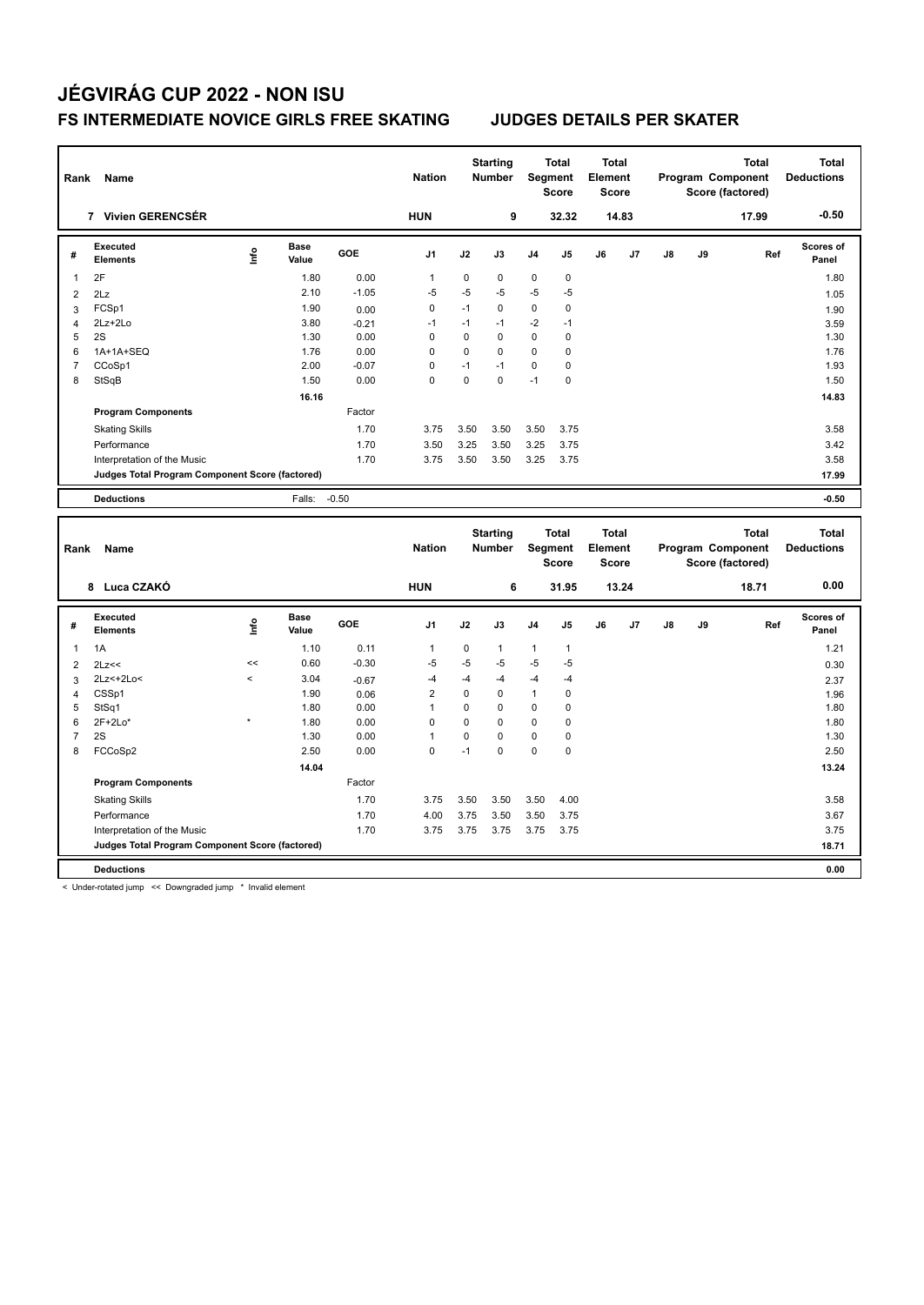# JÉGVIRÁG CUP 2022 - NON ISU

## FS INTERMEDIATE NOVICE GIRLS FREE SKATING — JUDGES DETAILS PER SKATER

| Rank | Name | Nation | Starting Number | Total Segment Score | Total Element Score | Total Program Component Score (factored) | Total Deductions |
|---|---|---|---|---|---|---|---|
| 7 | Vivien GERENCSÉR | HUN | 9 | 32.32 | 14.83 | 17.99 | -0.50 |

| # | Executed Elements | Info | Base Value | GOE | J1 | J2 | J3 | J4 | J5 | J6 | J7 | J8 | J9 | Ref | Scores of Panel |
|---|---|---|---|---|---|---|---|---|---|---|---|---|---|---|---|
| 1 | 2F | | 1.80 | 0.00 | 1 | 0 | 0 | 0 | 0 | | | | | | 1.80 |
| 2 | 2Lz | | 2.10 | -1.05 | -5 | -5 | -5 | -5 | -5 | | | | | | 1.05 |
| 3 | FCSp1 | | 1.90 | 0.00 | 0 | -1 | 0 | 0 | 0 | | | | | | 1.90 |
| 4 | 2Lz+2Lo | | 3.80 | -0.21 | -1 | -1 | -1 | -2 | -1 | | | | | | 3.59 |
| 5 | 2S | | 1.30 | 0.00 | 0 | 0 | 0 | 0 | 0 | | | | | | 1.30 |
| 6 | 1A+1A+SEQ | | 1.76 | 0.00 | 0 | 0 | 0 | 0 | 0 | | | | | | 1.76 |
| 7 | CCoSp1 | | 2.00 | -0.07 | 0 | -1 | -1 | 0 | 0 | | | | | | 1.93 |
| 8 | StSqB | | 1.50 | 0.00 | 0 | 0 | 0 | -1 | 0 | | | | | | 1.50 |
| | | | 16.16 | | | | | | | | | | | | 14.83 |
| | **Program Components** | | | Factor | | | | | | | | | | | |
| | Skating Skills | | | 1.70 | 3.75 | 3.50 | 3.50 | 3.50 | 3.75 | | | | | | 3.58 |
| | Performance | | | 1.70 | 3.50 | 3.25 | 3.50 | 3.25 | 3.75 | | | | | | 3.42 |
| | Interpretation of the Music | | | 1.70 | 3.75 | 3.50 | 3.50 | 3.25 | 3.75 | | | | | | 3.58 |
| | **Judges Total Program Component Score (factored)** | | | | | | | | | | | | | | 17.99 |
| | **Deductions** | | Falls: | -0.50 | | | | | | | | | | | -0.50 |

| Rank | Name | Nation | Starting Number | Total Segment Score | Total Element Score | Total Program Component Score (factored) | Total Deductions |
|---|---|---|---|---|---|---|---|
| 8 | Luca CZAKÓ | HUN | 6 | 31.95 | 13.24 | 18.71 | 0.00 |

| # | Executed Elements | Info | Base Value | GOE | J1 | J2 | J3 | J4 | J5 | J6 | J7 | J8 | J9 | Ref | Scores of Panel |
|---|---|---|---|---|---|---|---|---|---|---|---|---|---|---|---|
| 1 | 1A | | 1.10 | 0.11 | 1 | 0 | 1 | 1 | 1 | | | | | | 1.21 |
| 2 | 2Lz<< | << | 0.60 | -0.30 | -5 | -5 | -5 | -5 | -5 | | | | | | 0.30 |
| 3 | 2Lz<+2Lo< | < | 3.04 | -0.67 | -4 | -4 | -4 | -4 | -4 | | | | | | 2.37 |
| 4 | CSSp1 | | 1.90 | 0.06 | 2 | 0 | 0 | 1 | 0 | | | | | | 1.96 |
| 5 | StSq1 | | 1.80 | 0.00 | 1 | 0 | 0 | 0 | 0 | | | | | | 1.80 |
| 6 | 2F+2Lo* | * | 1.80 | 0.00 | 0 | 0 | 0 | 0 | 0 | | | | | | 1.80 |
| 7 | 2S | | 1.30 | 0.00 | 1 | 0 | 0 | 0 | 0 | | | | | | 1.30 |
| 8 | FCCoSp2 | | 2.50 | 0.00 | 0 | -1 | 0 | 0 | 0 | | | | | | 2.50 |
| | | | 14.04 | | | | | | | | | | | | 13.24 |
| | **Program Components** | | | Factor | | | | | | | | | | | |
| | Skating Skills | | | 1.70 | 3.75 | 3.50 | 3.50 | 3.50 | 4.00 | | | | | | 3.58 |
| | Performance | | | 1.70 | 4.00 | 3.75 | 3.50 | 3.50 | 3.75 | | | | | | 3.67 |
| | Interpretation of the Music | | | 1.70 | 3.75 | 3.75 | 3.75 | 3.75 | 3.75 | | | | | | 3.75 |
| | **Judges Total Program Component Score (factored)** | | | | | | | | | | | | | | 18.71 |
| | **Deductions** | | | | | | | | | | | | | | 0.00 |

< Under-rotated jump << Downgraded jump * Invalid element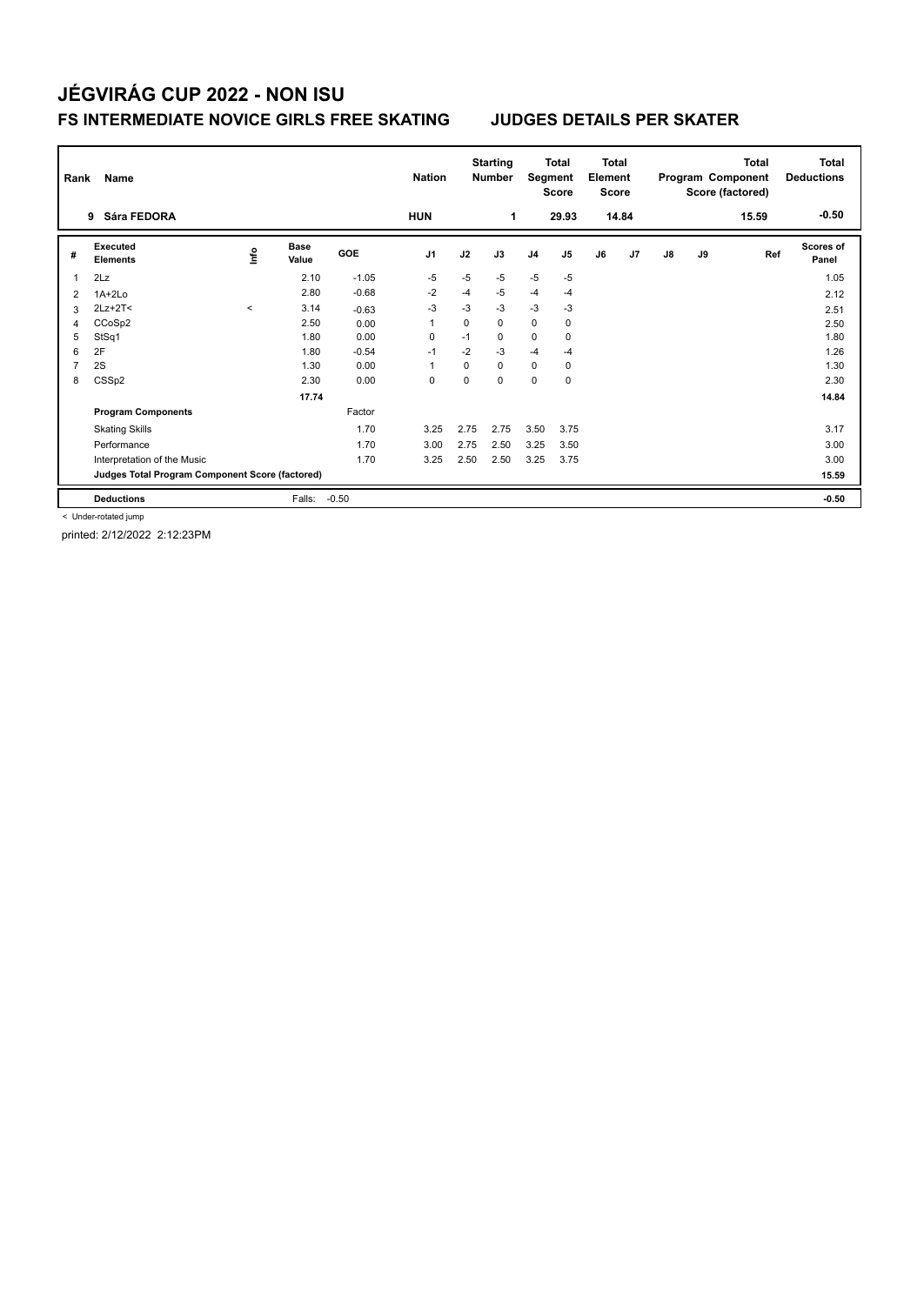# JÉGVIRÁG CUP 2022 - NON ISU

## FS INTERMEDIATE NOVICE GIRLS FREE SKATING JUDGES DETAILS PER SKATER

| Rank | Name | Nation | Starting Number | Total Segment Score | Total Element Score | Total Program Component Score (factored) | Total Deductions |
|---|---|---|---|---|---|---|---|
| 9 | Sára FEDORA | HUN | 1 | 29.93 | 14.84 | 15.59 | -0.50 |

| # | Executed Elements | Info | Base Value | GOE | J1 | J2 | J3 | J4 | J5 | J6 | J7 | J8 | J9 | Ref | Scores of Panel |
|---|---|---|---|---|---|---|---|---|---|---|---|---|---|---|---|
| 1 | 2Lz | | 2.10 | -1.05 | -5 | -5 | -5 | -5 | -5 | | | | | | 1.05 |
| 2 | 1A+2Lo | | 2.80 | -0.68 | -2 | -4 | -5 | -4 | -4 | | | | | | 2.12 |
| 3 | 2Lz+2T< | < | 3.14 | -0.63 | -3 | -3 | -3 | -3 | -3 | | | | | | 2.51 |
| 4 | CCoSp2 | | 2.50 | 0.00 | 1 | 0 | 0 | 0 | 0 | | | | | | 2.50 |
| 5 | StSq1 | | 1.80 | 0.00 | 0 | -1 | 0 | 0 | 0 | | | | | | 1.80 |
| 6 | 2F | | 1.80 | -0.54 | -1 | -2 | -3 | -4 | -4 | | | | | | 1.26 |
| 7 | 2S | | 1.30 | 0.00 | 1 | 0 | 0 | 0 | 0 | | | | | | 1.30 |
| 8 | CSSp2 | | 2.30 | 0.00 | 0 | 0 | 0 | 0 | 0 | | | | | | 2.30 |
| | | | 17.74 | | | | | | | | | | | | 14.84 |
| | Program Components | | | Factor | | | | | | | | | | | |
| | Skating Skills | | | 1.70 | 3.25 | 2.75 | 2.75 | 3.50 | 3.75 | | | | | | 3.17 |
| | Performance | | | 1.70 | 3.00 | 2.75 | 2.50 | 3.25 | 3.50 | | | | | | 3.00 |
| | Interpretation of the Music | | | 1.70 | 3.25 | 2.50 | 2.50 | 3.25 | 3.75 | | | | | | 3.00 |
| | Judges Total Program Component Score (factored) | | | | | | | | | | | | | | 15.59 |
| | Deductions | | Falls: | -0.50 | | | | | | | | | | | -0.50 |

< Under-rotated jump

printed: 2/12/2022 2:12:23PM